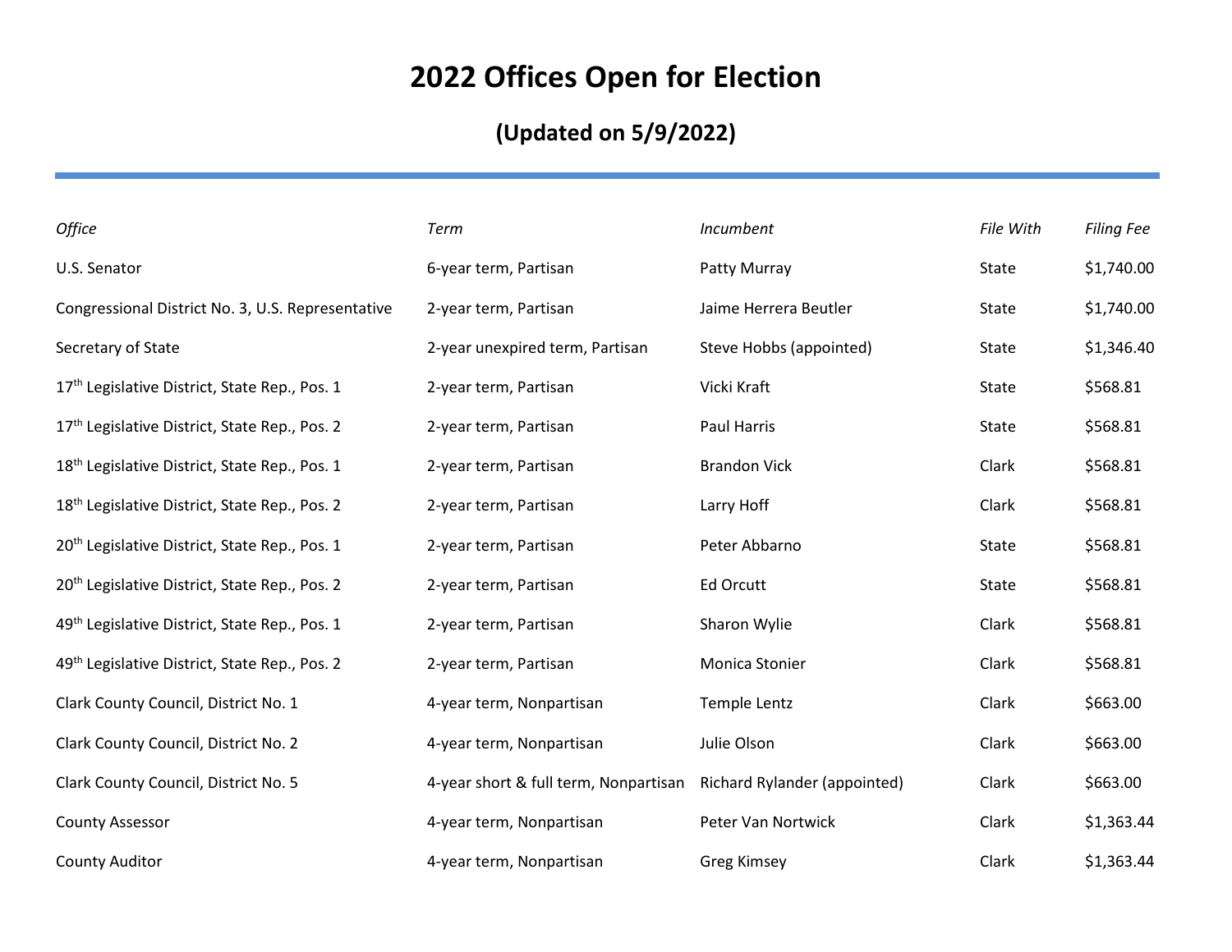# 2022 Offices Open for Election

## (Updated on 5/9/2022)

| *Office* | *Term* | *Incumbent* | *File With* | *Filing Fee* |
|---|---|---|---|---|
| U.S. Senator | 6-year term, Partisan | Patty Murray | State | $1,740.00 |
| Congressional District No. 3, U.S. Representative | 2-year term, Partisan | Jaime Herrera Beutler | State | $1,740.00 |
| Secretary of State | 2-year unexpired term, Partisan | Steve Hobbs (appointed) | State | $1,346.40 |
| 17th Legislative District, State Rep., Pos. 1 | 2-year term, Partisan | Vicki Kraft | State | $568.81 |
| 17th Legislative District, State Rep., Pos. 2 | 2-year term, Partisan | Paul Harris | State | $568.81 |
| 18th Legislative District, State Rep., Pos. 1 | 2-year term, Partisan | Brandon Vick | Clark | $568.81 |
| 18th Legislative District, State Rep., Pos. 2 | 2-year term, Partisan | Larry Hoff | Clark | $568.81 |
| 20th Legislative District, State Rep., Pos. 1 | 2-year term, Partisan | Peter Abbarno | State | $568.81 |
| 20th Legislative District, State Rep., Pos. 2 | 2-year term, Partisan | Ed Orcutt | State | $568.81 |
| 49th Legislative District, State Rep., Pos. 1 | 2-year term, Partisan | Sharon Wylie | Clark | $568.81 |
| 49th Legislative District, State Rep., Pos. 2 | 2-year term, Partisan | Monica Stonier | Clark | $568.81 |
| Clark County Council, District No. 1 | 4-year term, Nonpartisan | Temple Lentz | Clark | $663.00 |
| Clark County Council, District No. 2 | 4-year term, Nonpartisan | Julie Olson | Clark | $663.00 |
| Clark County Council, District No. 5 | 4-year short & full term, Nonpartisan | Richard Rylander (appointed) | Clark | $663.00 |
| County Assessor | 4-year term, Nonpartisan | Peter Van Nortwick | Clark | $1,363.44 |
| County Auditor | 4-year term, Nonpartisan | Greg Kimsey | Clark | $1,363.44 |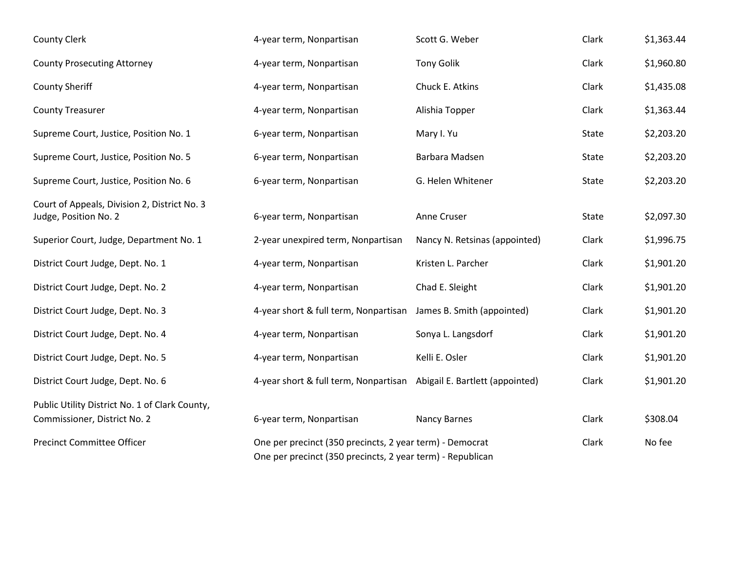| | | | | |
|---|---|---|---|---|
| County Clerk | 4-year term, Nonpartisan | Scott G. Weber | Clark | $1,363.44 |
| County Prosecuting Attorney | 4-year term, Nonpartisan | Tony Golik | Clark | $1,960.80 |
| County Sheriff | 4-year term, Nonpartisan | Chuck E. Atkins | Clark | $1,435.08 |
| County Treasurer | 4-year term, Nonpartisan | Alishia Topper | Clark | $1,363.44 |
| Supreme Court, Justice, Position No. 1 | 6-year term, Nonpartisan | Mary I. Yu | State | $2,203.20 |
| Supreme Court, Justice, Position No. 5 | 6-year term, Nonpartisan | Barbara Madsen | State | $2,203.20 |
| Supreme Court, Justice, Position No. 6 | 6-year term, Nonpartisan | G. Helen Whitener | State | $2,203.20 |
| Court of Appeals, Division 2, District No. 3 Judge, Position No. 2 | 6-year term, Nonpartisan | Anne Cruser | State | $2,097.30 |
| Superior Court, Judge, Department No. 1 | 2-year unexpired term, Nonpartisan | Nancy N. Retsinas (appointed) | Clark | $1,996.75 |
| District Court Judge, Dept. No. 1 | 4-year term, Nonpartisan | Kristen L. Parcher | Clark | $1,901.20 |
| District Court Judge, Dept. No. 2 | 4-year term, Nonpartisan | Chad E. Sleight | Clark | $1,901.20 |
| District Court Judge, Dept. No. 3 | 4-year short & full term, Nonpartisan | James B. Smith (appointed) | Clark | $1,901.20 |
| District Court Judge, Dept. No. 4 | 4-year term, Nonpartisan | Sonya L. Langsdorf | Clark | $1,901.20 |
| District Court Judge, Dept. No. 5 | 4-year term, Nonpartisan | Kelli E. Osler | Clark | $1,901.20 |
| District Court Judge, Dept. No. 6 | 4-year short & full term, Nonpartisan | Abigail E. Bartlett (appointed) | Clark | $1,901.20 |
| Public Utility District No. 1 of Clark County, Commissioner, District No. 2 | 6-year term, Nonpartisan | Nancy Barnes | Clark | $308.04 |
| Precinct Committee Officer | One per precinct (350 precincts, 2 year term) - Democrat<br>One per precinct (350 precincts, 2 year term) - Republican | | Clark | No fee |